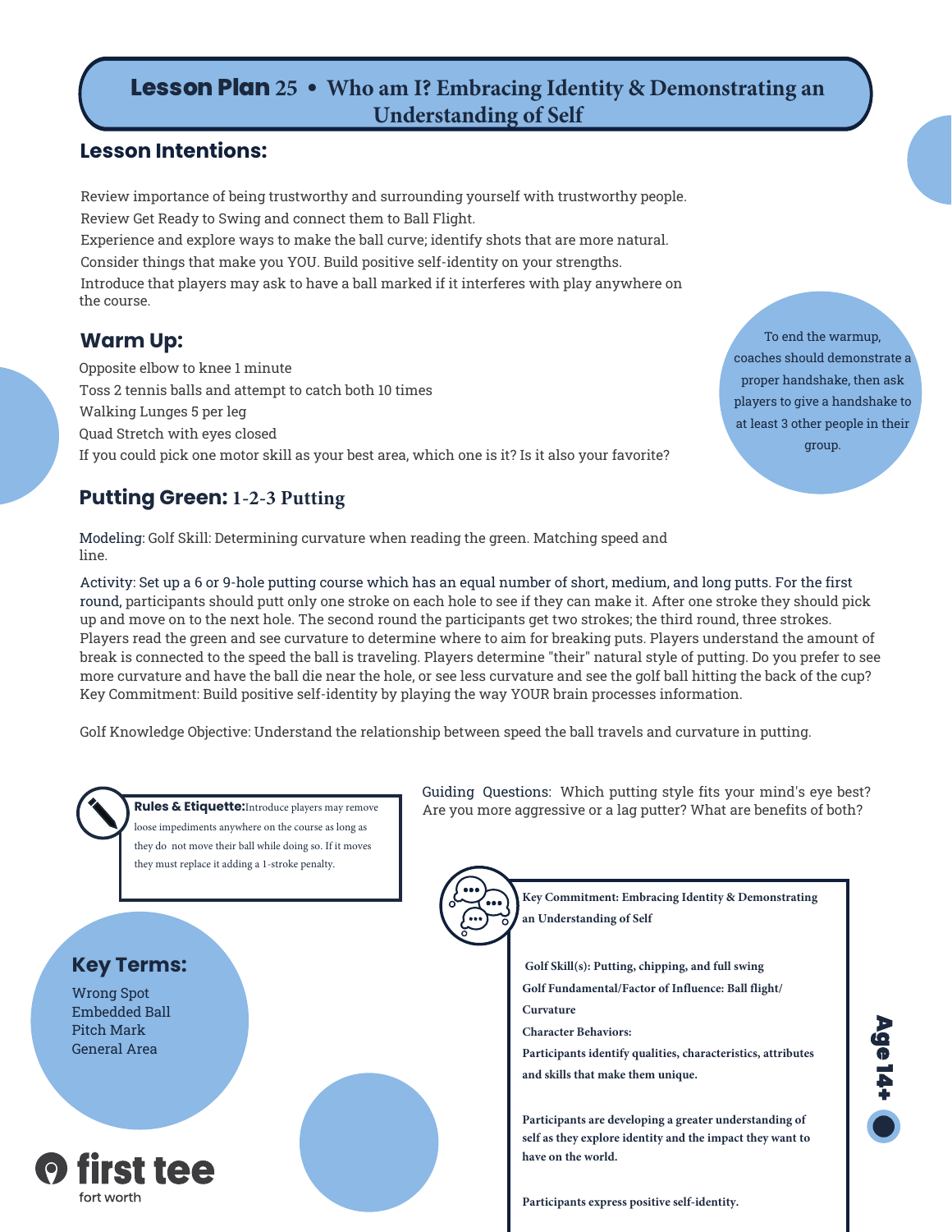# Lesson Plan 25 • Who am I? Embracing Identity & Demonstrating an Understanding of Self

## Lesson Intentions:

Review importance of being trustworthy and surrounding yourself with trustworthy people.
Review Get Ready to Swing and connect them to Ball Flight.
Experience and explore ways to make the ball curve; identify shots that are more natural.
Consider things that make you YOU. Build positive self-identity on your strengths.
Introduce that players may ask to have a ball marked if it interferes with play anywhere on the course.

## Warm Up:

Opposite elbow to knee 1 minute
Toss 2 tennis balls and attempt to catch both 10 times
Walking Lunges 5 per leg
Quad Stretch with eyes closed
If you could pick one motor skill as your best area, which one is it? Is it also your favorite?

To end the warmup, coaches should demonstrate a proper handshake, then ask players to give a handshake to at least 3 other people in their group.

## Putting Green: 1-2-3 Putting

Modeling: Golf Skill: Determining curvature when reading the green. Matching speed and line.

Activity: Set up a 6 or 9-hole putting course which has an equal number of short, medium, and long putts. For the first round, participants should putt only one stroke on each hole to see if they can make it. After one stroke they should pick up and move on to the next hole. The second round the participants get two strokes; the third round, three strokes. Players read the green and see curvature to determine where to aim for breaking puts. Players understand the amount of break is connected to the speed the ball is traveling. Players determine "their" natural style of putting. Do you prefer to see more curvature and have the ball die near the hole, or see less curvature and see the golf ball hitting the back of the cup? Key Commitment: Build positive self-identity by playing the way YOUR brain processes information.

Golf Knowledge Objective: Understand the relationship between speed the ball travels and curvature in putting.

**Rules & Etiquette:** Introduce players may remove loose impediments anywhere on the course as long as they do not move their ball while doing so. If it moves they must replace it adding a 1-stroke penalty.

Guiding Questions: Which putting style fits your mind's eye best? Are you more aggressive or a lag putter? What are benefits of both?

## Key Terms:

Wrong Spot
Embedded Ball
Pitch Mark
General Area

**Key Commitment: Embracing Identity & Demonstrating an Understanding of Self**

**Golf Skill(s): Putting, chipping, and full swing**

**Golf Fundamental/Factor of Influence: Ball flight/ Curvature**

**Character Behaviors:**

**Participants identify qualities, characteristics, attributes and skills that make them unique.**

**Participants are developing a greater understanding of self as they explore identity and the impact they want to have on the world.**

**Participants express positive self-identity.**

Age 14+

first tee
fort worth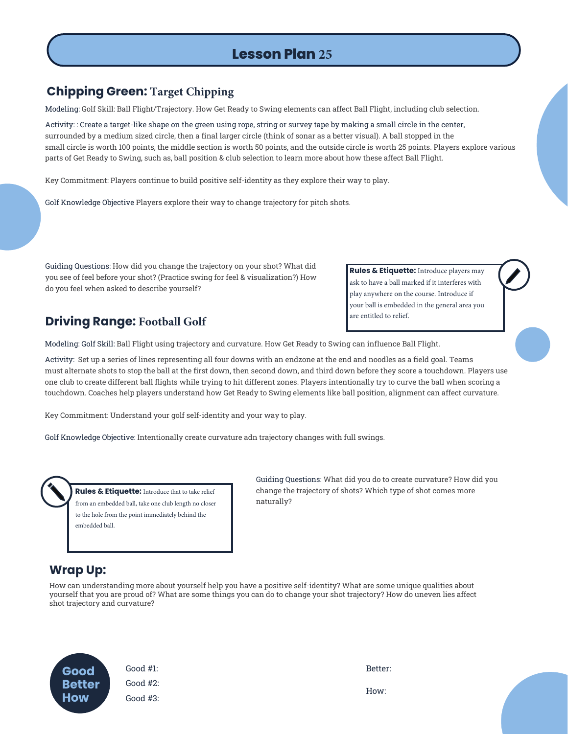# Lesson Plan 25

## Chipping Green: Target Chipping

Modeling: Golf Skill: Ball Flight/Trajectory. How Get Ready to Swing elements can affect Ball Flight, including club selection.

Activity: : Create a target-like shape on the green using rope, string or survey tape by making a small circle in the center, surrounded by a medium sized circle, then a final larger circle (think of sonar as a better visual). A ball stopped in the small circle is worth 100 points, the middle section is worth 50 points, and the outside circle is worth 25 points. Players explore various parts of Get Ready to Swing, such as, ball position & club selection to learn more about how these affect Ball Flight.

Key Commitment: Players continue to build positive self-identity as they explore their way to play.

Golf Knowledge Objective Players explore their way to change trajectory for pitch shots.

Guiding Questions: How did you change the trajectory on your shot? What did you see of feel before your shot? (Practice swing for feel & visualization?) How do you feel when asked to describe yourself?

**Rules & Etiquette:** Introduce players may ask to have a ball marked if it interferes with play anywhere on the course. Introduce if your ball is embedded in the general area you are entitled to relief.

## Driving Range: Football Golf

Modeling: Golf Skill: Ball Flight using trajectory and curvature. How Get Ready to Swing can influence Ball Flight.

Activity: Set up a series of lines representing all four downs with an endzone at the end and noodles as a field goal. Teams must alternate shots to stop the ball at the first down, then second down, and third down before they score a touchdown. Players use one club to create different ball flights while trying to hit different zones. Players intentionally try to curve the ball when scoring a touchdown. Coaches help players understand how Get Ready to Swing elements like ball position, alignment can affect curvature.

Key Commitment: Understand your golf self-identity and your way to play.

Golf Knowledge Objective: Intentionally create curvature adn trajectory changes with full swings.

**Rules & Etiquette:** Introduce that to take relief from an embedded ball, take one club length no closer to the hole from the point immediately behind the embedded ball.

Guiding Questions: What did you do to create curvature? How did you change the trajectory of shots? Which type of shot comes more naturally?

## Wrap Up:

How can understanding more about yourself help you have a positive self-identity? What are some unique qualities about yourself that you are proud of? What are some things you can do to change your shot trajectory? How do uneven lies affect shot trajectory and curvature?

**Good Better How**

Good #1:

Good #2:

Good #3:

Better:

How: